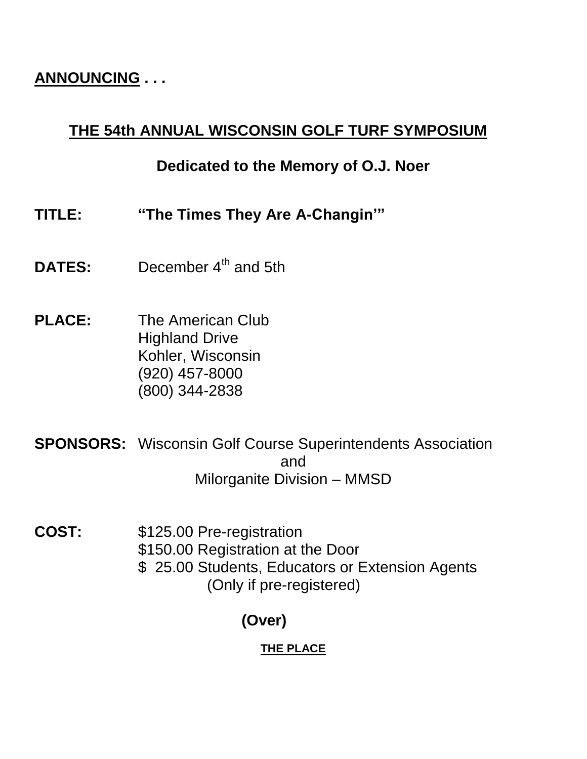**ANNOUNCING . . .**

# THE 54th ANNUAL WISCONSIN GOLF TURF SYMPOSIUM

**Dedicated to the Memory of O.J. Noer**

**TITLE:** **"The Times They Are A-Changin'"**

**DATES:** December 4th and 5th

**PLACE:** The American Club
Highland Drive
Kohler, Wisconsin
(920) 457-8000
(800) 344-2838

**SPONSORS:** Wisconsin Golf Course Superintendents Association
and
Milorganite Division – MMSD

**COST:** $125.00 Pre-registration
$150.00 Registration at the Door
$ 25.00 Students, Educators or Extension Agents
(Only if pre-registered)

**(Over)**

**THE PLACE**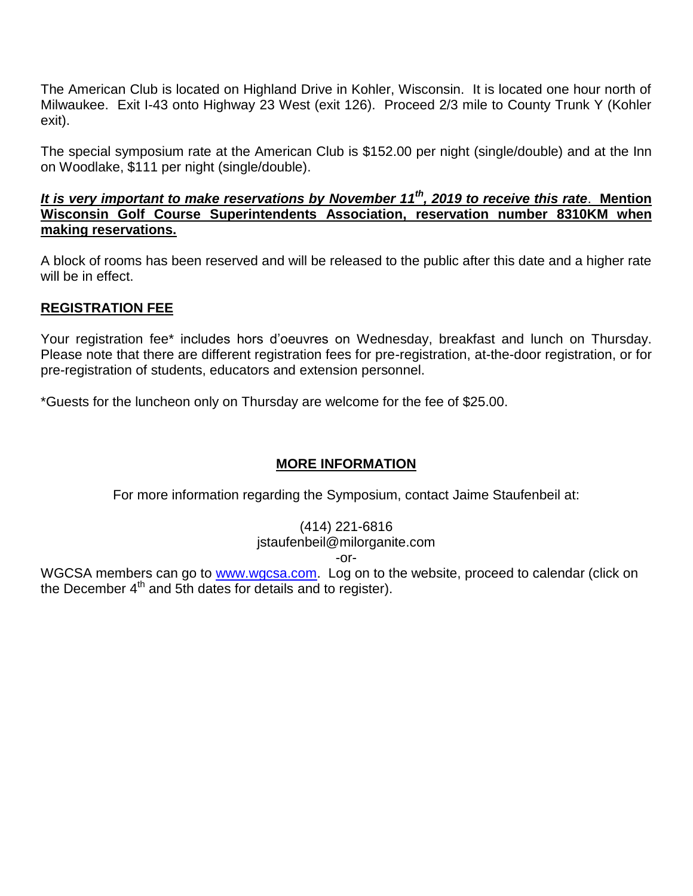The American Club is located on Highland Drive in Kohler, Wisconsin. It is located one hour north of Milwaukee. Exit I-43 onto Highway 23 West (exit 126). Proceed 2/3 mile to County Trunk Y (Kohler exit).

The special symposium rate at the American Club is $152.00 per night (single/double) and at the Inn on Woodlake, $111 per night (single/double).

***It is very important to make reservations by November 11th, 2019 to receive this rate*. Mention Wisconsin Golf Course Superintendents Association, reservation number 8310KM when making reservations.**

A block of rooms has been reserved and will be released to the public after this date and a higher rate will be in effect.

## REGISTRATION FEE

Your registration fee* includes hors d'oeuvres on Wednesday, breakfast and lunch on Thursday. Please note that there are different registration fees for pre-registration, at-the-door registration, or for pre-registration of students, educators and extension personnel.

*Guests for the luncheon only on Thursday are welcome for the fee of $25.00.

## MORE INFORMATION

For more information regarding the Symposium, contact Jaime Staufenbeil at:

(414) 221-6816
jstaufenbeil@milorganite.com
-or-

WGCSA members can go to [www.wgcsa.com](http://www.wgcsa.com). Log on to the website, proceed to calendar (click on the December 4th and 5th dates for details and to register).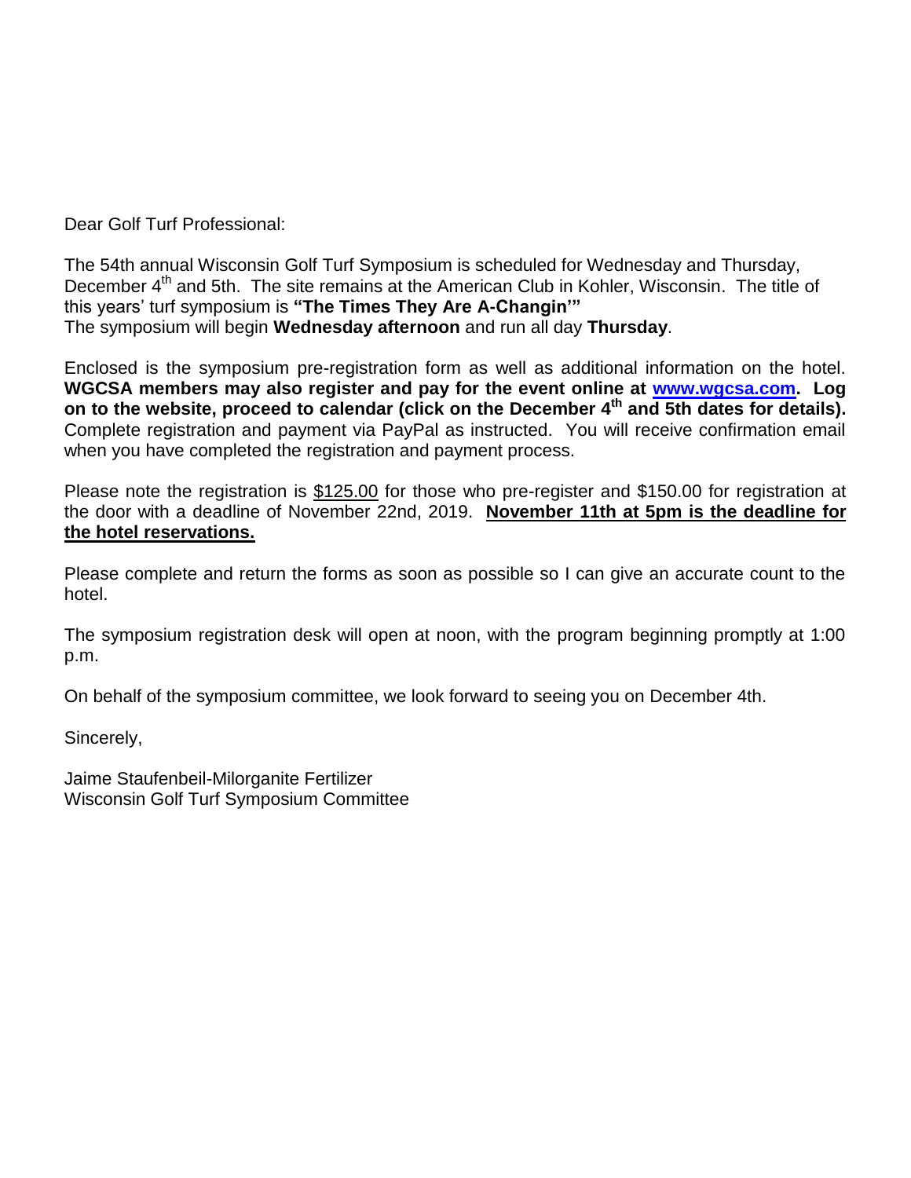Dear Golf Turf Professional:

The 54th annual Wisconsin Golf Turf Symposium is scheduled for Wednesday and Thursday, December 4th and 5th. The site remains at the American Club in Kohler, Wisconsin. The title of this years' turf symposium is **"The Times They Are A-Changin'"**
The symposium will begin **Wednesday afternoon** and run all day **Thursday**.

Enclosed is the symposium pre-registration form as well as additional information on the hotel. **WGCSA members may also register and pay for the event online at [www.wgcsa.com](http://www.wgcsa.com). Log on to the website, proceed to calendar (click on the December 4th and 5th dates for details).** Complete registration and payment via PayPal as instructed. You will receive confirmation email when you have completed the registration and payment process.

Please note the registration is <u>$125.00</u> for those who pre-register and $150.00 for registration at the door with a deadline of November 22nd, 2019. **<u>November 11th at 5pm is the deadline for the hotel reservations.</u>**

Please complete and return the forms as soon as possible so I can give an accurate count to the hotel.

The symposium registration desk will open at noon, with the program beginning promptly at 1:00 p.m.

On behalf of the symposium committee, we look forward to seeing you on December 4th.

Sincerely,

Jaime Staufenbeil-Milorganite Fertilizer
Wisconsin Golf Turf Symposium Committee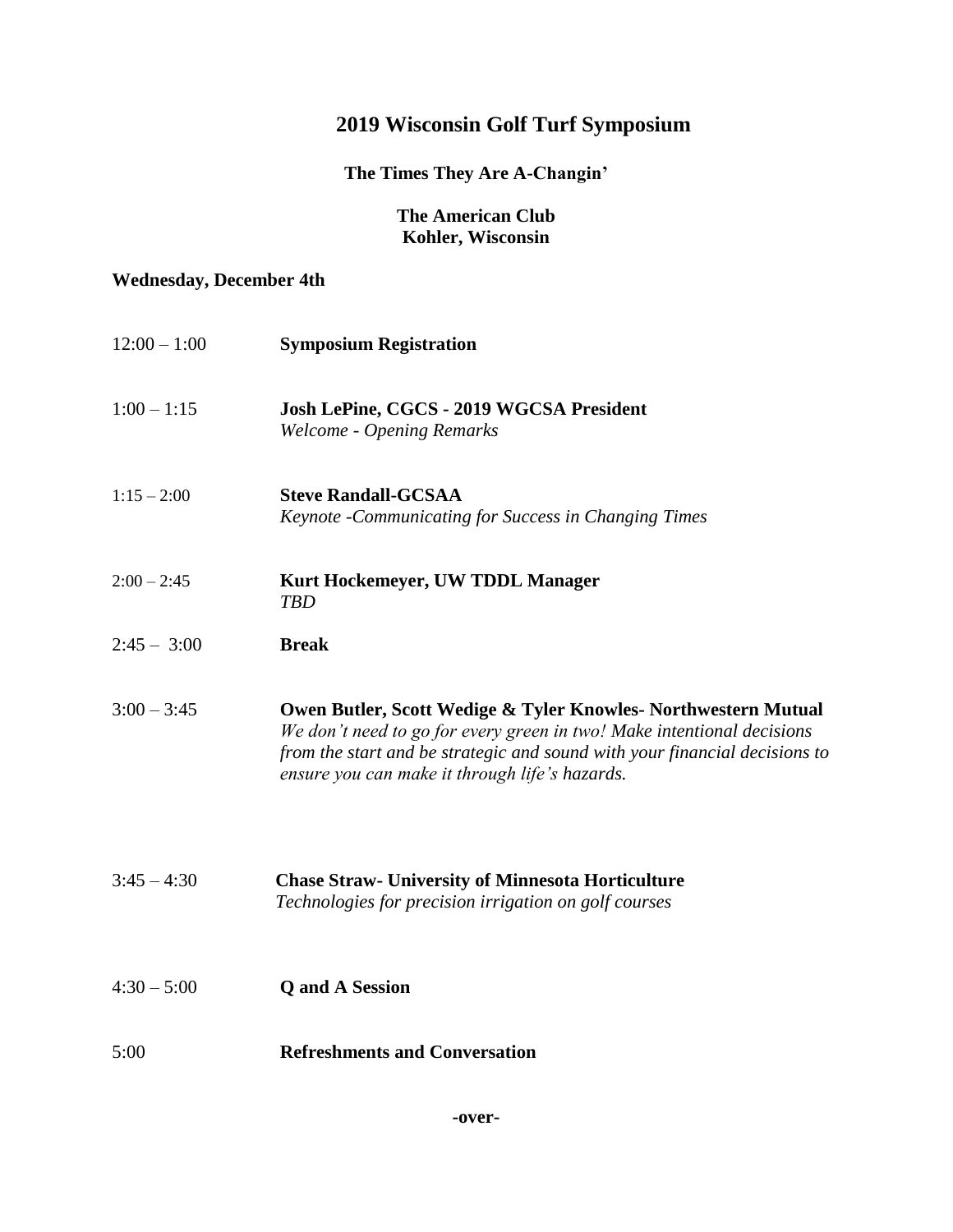# 2019 Wisconsin Golf Turf Symposium

**The Times They Are A-Changin'**

**The American Club**
**Kohler, Wisconsin**

**Wednesday, December 4th**

12:00 – 1:00 **Symposium Registration**

1:00 – 1:15 **Josh LePine, CGCS - 2019 WGCSA President**
*Welcome - Opening Remarks*

1:15 – 2:00 **Steve Randall-GCSAA**
*Keynote -Communicating for Success in Changing Times*

2:00 – 2:45 **Kurt Hockemeyer, UW TDDL Manager**
*TBD*

2:45 – 3:00 **Break**

3:00 – 3:45 **Owen Butler, Scott Wedige & Tyler Knowles- Northwestern Mutual**
*We don't need to go for every green in two! Make intentional decisions from the start and be strategic and sound with your financial decisions to ensure you can make it through life's hazards.*

3:45 – 4:30 **Chase Straw- University of Minnesota Horticulture**
*Technologies for precision irrigation on golf courses*

4:30 – 5:00 **Q and A Session**

5:00 **Refreshments and Conversation**

**-over-**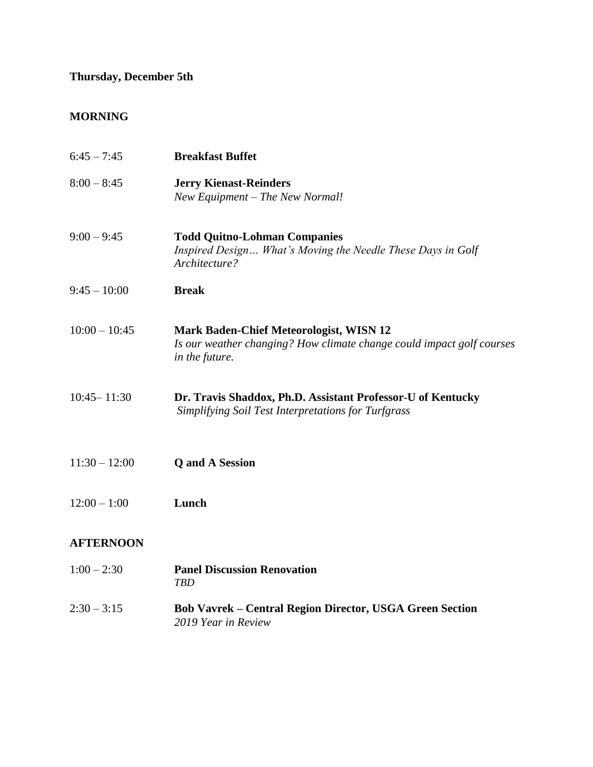**Thursday, December 5th**

**MORNING**

| | |
|---|---|
| 6:45 – 7:45 | **Breakfast Buffet** |
| 8:00 – 8:45 | **Jerry Kienast-Reinders**<br>*New Equipment – The New Normal!* |
| 9:00 – 9:45 | **Todd Quitno-Lohman Companies**<br>*Inspired Design… What's Moving the Needle These Days in Golf Architecture?* |
| 9:45 – 10:00 | **Break** |
| 10:00 – 10:45 | **Mark Baden-Chief Meteorologist, WISN 12**<br>*Is our weather changing? How climate change could impact golf courses in the future.* |
| 10:45– 11:30 | **Dr. Travis Shaddox, Ph.D. Assistant Professor-U of Kentucky**<br>*Simplifying Soil Test Interpretations for Turfgrass* |
| 11:30 – 12:00 | **Q and A Session** |
| 12:00 – 1:00 | **Lunch** |

**AFTERNOON**

| | |
|---|---|
| 1:00 – 2:30 | **Panel Discussion Renovation**<br>*TBD* |
| 2:30 – 3:15 | **Bob Vavrek – Central Region Director, USGA Green Section**<br>*2019 Year in Review* |